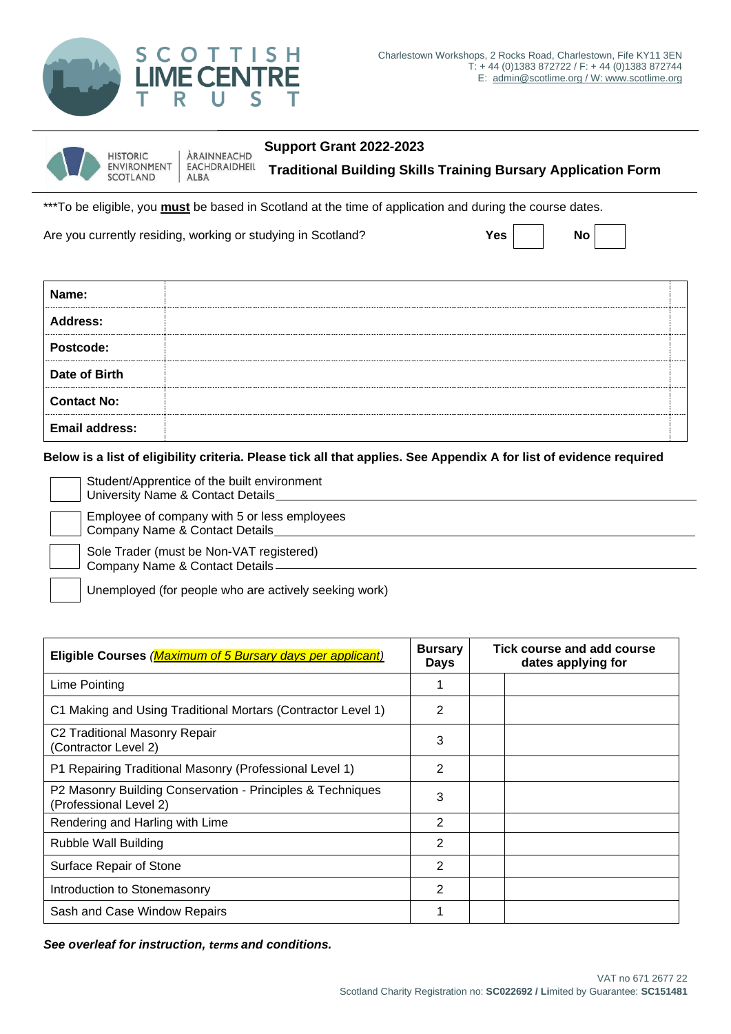SCOTTISH LIME CENTRE TRUST

Charlestown Workshops, 2 Rocks Road, Charlestown, Fife KY11 3EN
T: + 44 (0)1383 872722 / F: + 44 (0)1383 872744
E: admin@scotlime.org / W: www.scotlime.org

HISTORIC ENVIRONMENT SCOTLAND | ÀRAINNEACHD EACHDRAIDHEIL ALBA

## Support Grant 2022-2023

## Traditional Building Skills Training Bursary Application Form

***To be eligible, you **must** be based in Scotland at the time of application and during the course dates.

Are you currently residing, working or studying in Scotland? **Yes** ☐ **No** ☐

| **Name:** | |
|---|---|
| **Address:** | |
| **Postcode:** | |
| **Date of Birth** | |
| **Contact No:** | |
| **Email address:** | |

**Below is a list of eligibility criteria. Please tick all that applies. See Appendix A for list of evidence required**

☐ Student/Apprentice of the built environment
University Name & Contact Details\_\_\_\_\_\_\_\_\_\_\_\_\_\_\_\_\_\_\_\_\_\_\_\_\_\_\_\_\_\_

☐ Employee of company with 5 or less employees
Company Name & Contact Details\_\_\_\_\_\_\_\_\_\_\_\_\_\_\_\_\_\_\_\_\_\_\_\_\_\_\_\_\_\_

☐ Sole Trader (must be Non-VAT registered)
Company Name & Contact Details\_\_\_\_\_\_\_\_\_\_\_\_\_\_\_\_\_\_\_\_\_\_\_\_\_\_\_\_\_\_

☐ Unemployed (for people who are actively seeking work)

| **Eligible Courses** *(Maximum of 5 Bursary days per applicant)* | **Bursary Days** | **Tick course and add course dates applying for** | |
|---|---|---|---|
| Lime Pointing | 1 | | |
| C1 Making and Using Traditional Mortars (Contractor Level 1) | 2 | | |
| C2 Traditional Masonry Repair (Contractor Level 2) | 3 | | |
| P1 Repairing Traditional Masonry (Professional Level 1) | 2 | | |
| P2 Masonry Building Conservation - Principles & Techniques (Professional Level 2) | 3 | | |
| Rendering and Harling with Lime | 2 | | |
| Rubble Wall Building | 2 | | |
| Surface Repair of Stone | 2 | | |
| Introduction to Stonemasonry | 2 | | |
| Sash and Case Window Repairs | 1 | | |

***See overleaf for instruction, terms and conditions.***

VAT no 671 2677 22
Scotland Charity Registration no: **SC022692 / Li**mited by Guarantee: **SC151481**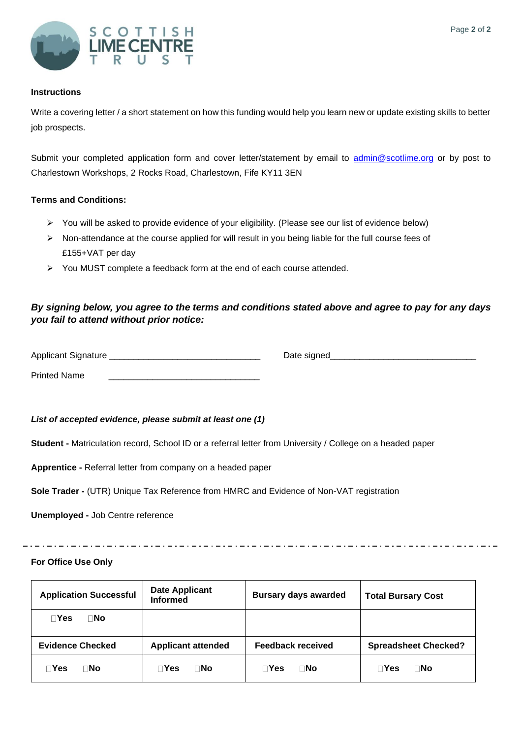**Instructions**

Write a covering letter / a short statement on how this funding would help you learn new or update existing skills to better job prospects.

Submit your completed application form and cover letter/statement by email to admin@scotlime.org or by post to Charlestown Workshops, 2 Rocks Road, Charlestown, Fife KY11 3EN

**Terms and Conditions:**

- You will be asked to provide evidence of your eligibility. (Please see our list of evidence below)
- Non-attendance at the course applied for will result in you being liable for the full course fees of £155+VAT per day
- You MUST complete a feedback form at the end of each course attended.

***By signing below, you agree to the terms and conditions stated above and agree to pay for any days you fail to attend without prior notice:***

Applicant Signature _______________________________ Date signed______________________________

Printed Name _______________________________

***List of accepted evidence, please submit at least one (1)***

**Student -** Matriculation record, School ID or a referral letter from University / College on a headed paper

**Apprentice -** Referral letter from company on a headed paper

**Sole Trader -** (UTR) Unique Tax Reference from HMRC and Evidence of Non-VAT registration

**Unemployed -** Job Centre reference

**For Office Use Only**

| **Application Successful** | **Date Applicant Informed** | **Bursary days awarded** | **Total Bursary Cost** |
|---|---|---|---|
| ☐Yes ☐No | | | |
| **Evidence Checked** | **Applicant attended** | **Feedback received** | **Spreadsheet Checked?** |
| ☐Yes ☐No | ☐Yes ☐No | ☐Yes ☐No | ☐Yes ☐No |